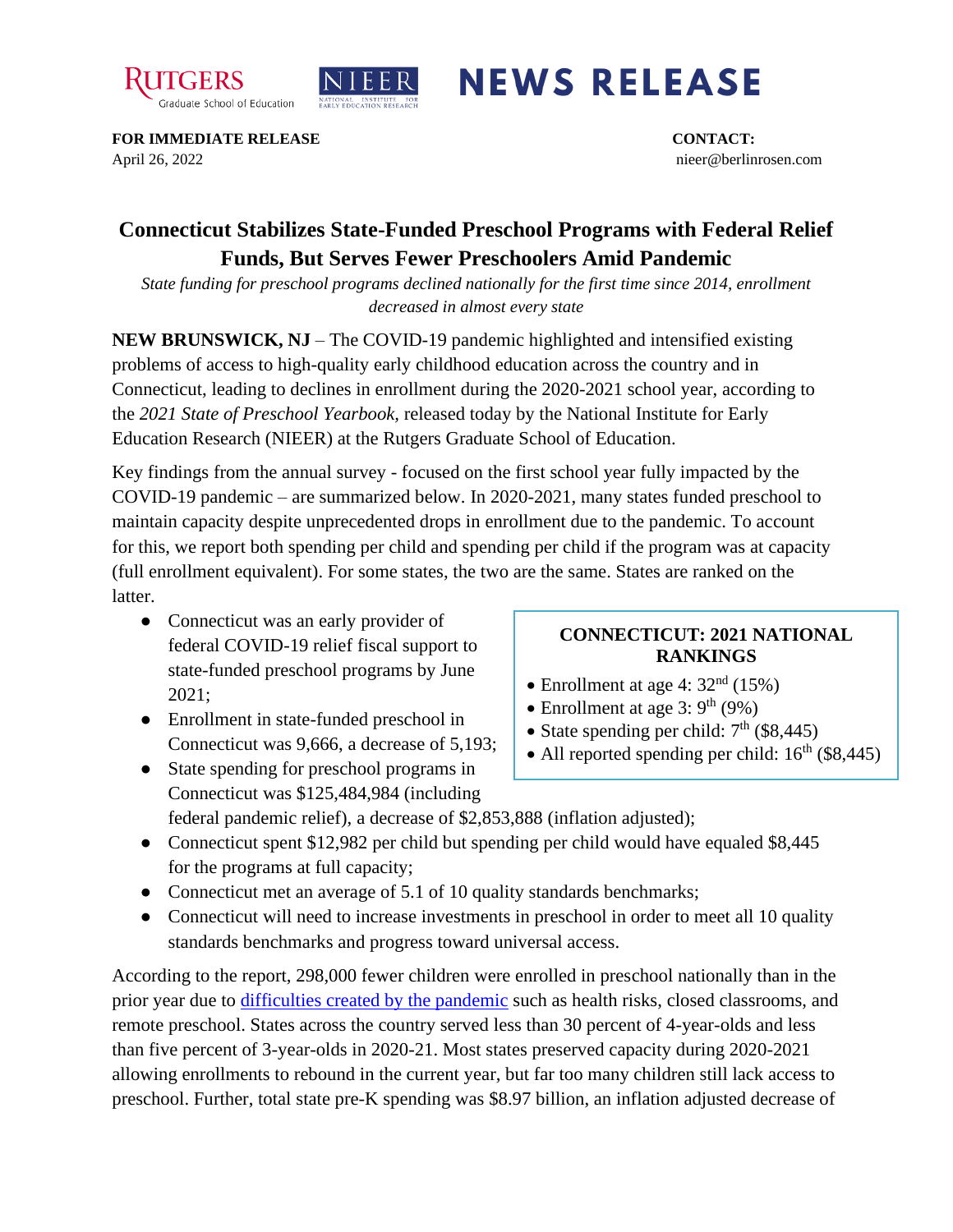RUTGERS Graduate School of Education | NIEER NATIONAL INSTITUTE FOR EARLY EDUCATION RESEARCH | **NEWS RELEASE**

**FOR IMMEDIATE RELEASE**
April 26, 2022

**CONTACT:**
nieer@berlinrosen.com

# Connecticut Stabilizes State-Funded Preschool Programs with Federal Relief Funds, But Serves Fewer Preschoolers Amid Pandemic

*State funding for preschool programs declined nationally for the first time since 2014, enrollment decreased in almost every state*

**NEW BRUNSWICK, NJ** – The COVID-19 pandemic highlighted and intensified existing problems of access to high-quality early childhood education across the country and in Connecticut, leading to declines in enrollment during the 2020-2021 school year, according to the *2021 State of Preschool Yearbook*, released today by the National Institute for Early Education Research (NIEER) at the Rutgers Graduate School of Education.

Key findings from the annual survey - focused on the first school year fully impacted by the COVID-19 pandemic – are summarized below. In 2020-2021, many states funded preschool to maintain capacity despite unprecedented drops in enrollment due to the pandemic. To account for this, we report both spending per child and spending per child if the program was at capacity (full enrollment equivalent). For some states, the two are the same. States are ranked on the latter.

- Connecticut was an early provider of federal COVID-19 relief fiscal support to state-funded preschool programs by June 2021;
- Enrollment in state-funded preschool in Connecticut was 9,666, a decrease of 5,193;
- State spending for preschool programs in Connecticut was $125,484,984 (including federal pandemic relief), a decrease of $2,853,888 (inflation adjusted);
- Connecticut spent $12,982 per child but spending per child would have equaled $8,445 for the programs at full capacity;
- Connecticut met an average of 5.1 of 10 quality standards benchmarks;
- Connecticut will need to increase investments in preschool in order to meet all 10 quality standards benchmarks and progress toward universal access.

**CONNECTICUT: 2021 NATIONAL RANKINGS**

- Enrollment at age 4: 32nd (15%)
- Enrollment at age 3: 9th (9%)
- State spending per child: 7th ($8,445)
- All reported spending per child: 16th ($8,445)

According to the report, 298,000 fewer children were enrolled in preschool nationally than in the prior year due to difficulties created by the pandemic such as health risks, closed classrooms, and remote preschool. States across the country served less than 30 percent of 4-year-olds and less than five percent of 3-year-olds in 2020-21. Most states preserved capacity during 2020-2021 allowing enrollments to rebound in the current year, but far too many children still lack access to preschool. Further, total state pre-K spending was $8.97 billion, an inflation adjusted decrease of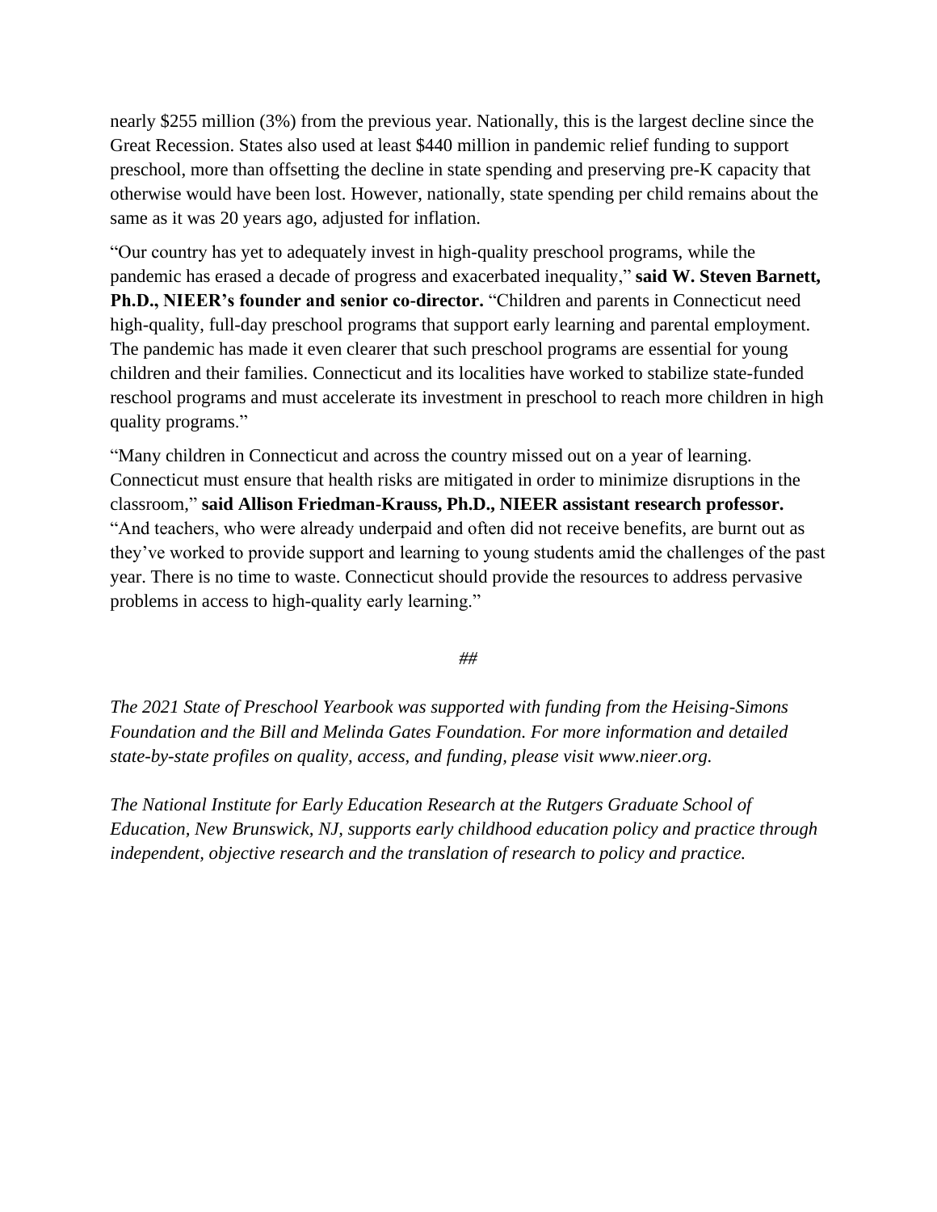nearly $255 million (3%) from the previous year. Nationally, this is the largest decline since the Great Recession. States also used at least $440 million in pandemic relief funding to support preschool, more than offsetting the decline in state spending and preserving pre-K capacity that otherwise would have been lost. However, nationally, state spending per child remains about the same as it was 20 years ago, adjusted for inflation.

"Our country has yet to adequately invest in high-quality preschool programs, while the pandemic has erased a decade of progress and exacerbated inequality," **said W. Steven Barnett, Ph.D., NIEER's founder and senior co-director.** "Children and parents in Connecticut need high-quality, full-day preschool programs that support early learning and parental employment. The pandemic has made it even clearer that such preschool programs are essential for young children and their families. Connecticut and its localities have worked to stabilize state-funded reschool programs and must accelerate its investment in preschool to reach more children in high quality programs."

"Many children in Connecticut and across the country missed out on a year of learning. Connecticut must ensure that health risks are mitigated in order to minimize disruptions in the classroom," **said Allison Friedman-Krauss, Ph.D., NIEER assistant research professor.** "And teachers, who were already underpaid and often did not receive benefits, are burnt out as they've worked to provide support and learning to young students amid the challenges of the past year. There is no time to waste. Connecticut should provide the resources to address pervasive problems in access to high-quality early learning."

*##*

*The 2021 State of Preschool Yearbook was supported with funding from the Heising-Simons Foundation and the Bill and Melinda Gates Foundation. For more information and detailed state-by-state profiles on quality, access, and funding, please visit www.nieer.org.*

*The National Institute for Early Education Research at the Rutgers Graduate School of Education, New Brunswick, NJ, supports early childhood education policy and practice through independent, objective research and the translation of research to policy and practice.*